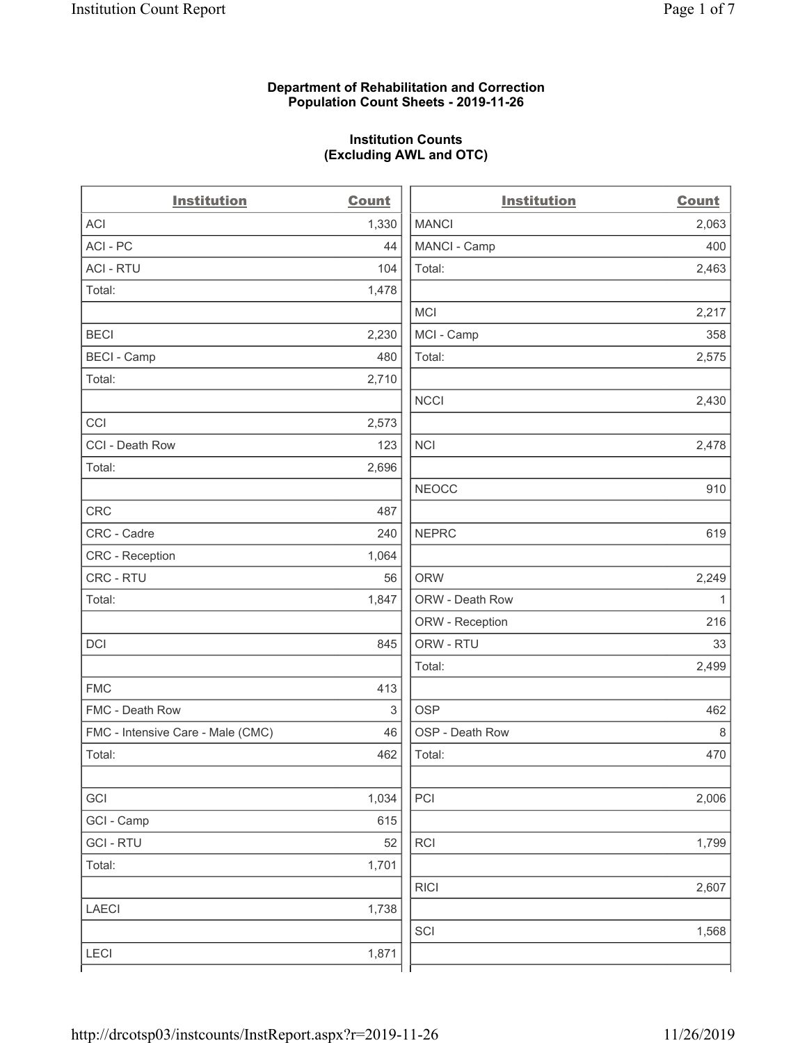**Department of Rehabilitation and Correction**
**Population Count Sheets - 2019-11-26**

**Institution Counts**
**(Excluding AWL and OTC)**

| Institution | Count | Institution | Count |
|---|---|---|---|
| ACI | 1,330 | MANCI | 2,063 |
| ACI - PC | 44 | MANCI - Camp | 400 |
| ACI - RTU | 104 | Total: | 2,463 |
| Total: | 1,478 | | |
| | | MCI | 2,217 |
| BECI | 2,230 | MCI - Camp | 358 |
| BECI - Camp | 480 | Total: | 2,575 |
| Total: | 2,710 | | |
| | | NCCI | 2,430 |
| CCI | 2,573 | | |
| CCI - Death Row | 123 | NCI | 2,478 |
| Total: | 2,696 | | |
| | | NEOCC | 910 |
| CRC | 487 | | |
| CRC - Cadre | 240 | NEPRC | 619 |
| CRC - Reception | 1,064 | | |
| CRC - RTU | 56 | ORW | 2,249 |
| Total: | 1,847 | ORW - Death Row | 1 |
| | | ORW - Reception | 216 |
| DCI | 845 | ORW - RTU | 33 |
| | | Total: | 2,499 |
| FMC | 413 | | |
| FMC - Death Row | 3 | OSP | 462 |
| FMC - Intensive Care - Male (CMC) | 46 | OSP - Death Row | 8 |
| Total: | 462 | Total: | 470 |
| | | | |
| GCI | 1,034 | PCI | 2,006 |
| GCI - Camp | 615 | | |
| GCI - RTU | 52 | RCI | 1,799 |
| Total: | 1,701 | | |
| | | RICI | 2,607 |
| LAECI | 1,738 | | |
| | | SCI | 1,568 |
| LECI | 1,871 | | |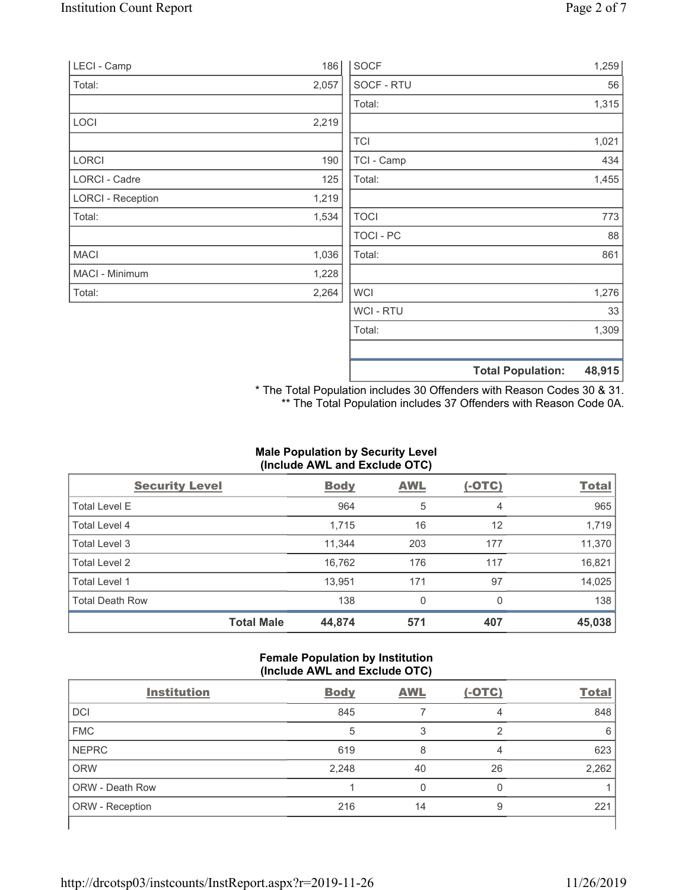| | |
|---|---|
| LECI - Camp | 186 |
| Total: | 2,057 |
| | |
| LOCI | 2,219 |
| | |
| LORCI | 190 |
| LORCI - Cadre | 125 |
| LORCI - Reception | 1,219 |
| Total: | 1,534 |
| | |
| MACI | 1,036 |
| MACI - Minimum | 1,228 |
| Total: | 2,264 |

| | |
|---|---|
| SOCF | 1,259 |
| SOCF - RTU | 56 |
| Total: | 1,315 |
| | |
| TCI | 1,021 |
| TCI - Camp | 434 |
| Total: | 1,455 |
| | |
| TOCI | 773 |
| TOCI - PC | 88 |
| Total: | 861 |
| | |
| WCI | 1,276 |
| WCI - RTU | 33 |
| Total: | 1,309 |
| | |
| **Total Population:** | **48,915** |

\* The Total Population includes 30 Offenders with Reason Codes 30 & 31.
\*\* The Total Population includes 37 Offenders with Reason Code 0A.

### Male Population by Security Level (Include AWL and Exclude OTC)

| Security Level | Body | AWL | (-OTC) | Total |
|---|---|---|---|---|
| Total Level E | 964 | 5 | 4 | 965 |
| Total Level 4 | 1,715 | 16 | 12 | 1,719 |
| Total Level 3 | 11,344 | 203 | 177 | 11,370 |
| Total Level 2 | 16,762 | 176 | 117 | 16,821 |
| Total Level 1 | 13,951 | 171 | 97 | 14,025 |
| Total Death Row | 138 | 0 | 0 | 138 |
| **Total Male** | **44,874** | **571** | **407** | **45,038** |

### Female Population by Institution (Include AWL and Exclude OTC)

| Institution | Body | AWL | (-OTC) | Total |
|---|---|---|---|---|
| DCI | 845 | 7 | 4 | 848 |
| FMC | 5 | 3 | 2 | 6 |
| NEPRC | 619 | 8 | 4 | 623 |
| ORW | 2,248 | 40 | 26 | 2,262 |
| ORW - Death Row | 1 | 0 | 0 | 1 |
| ORW - Reception | 216 | 14 | 9 | 221 |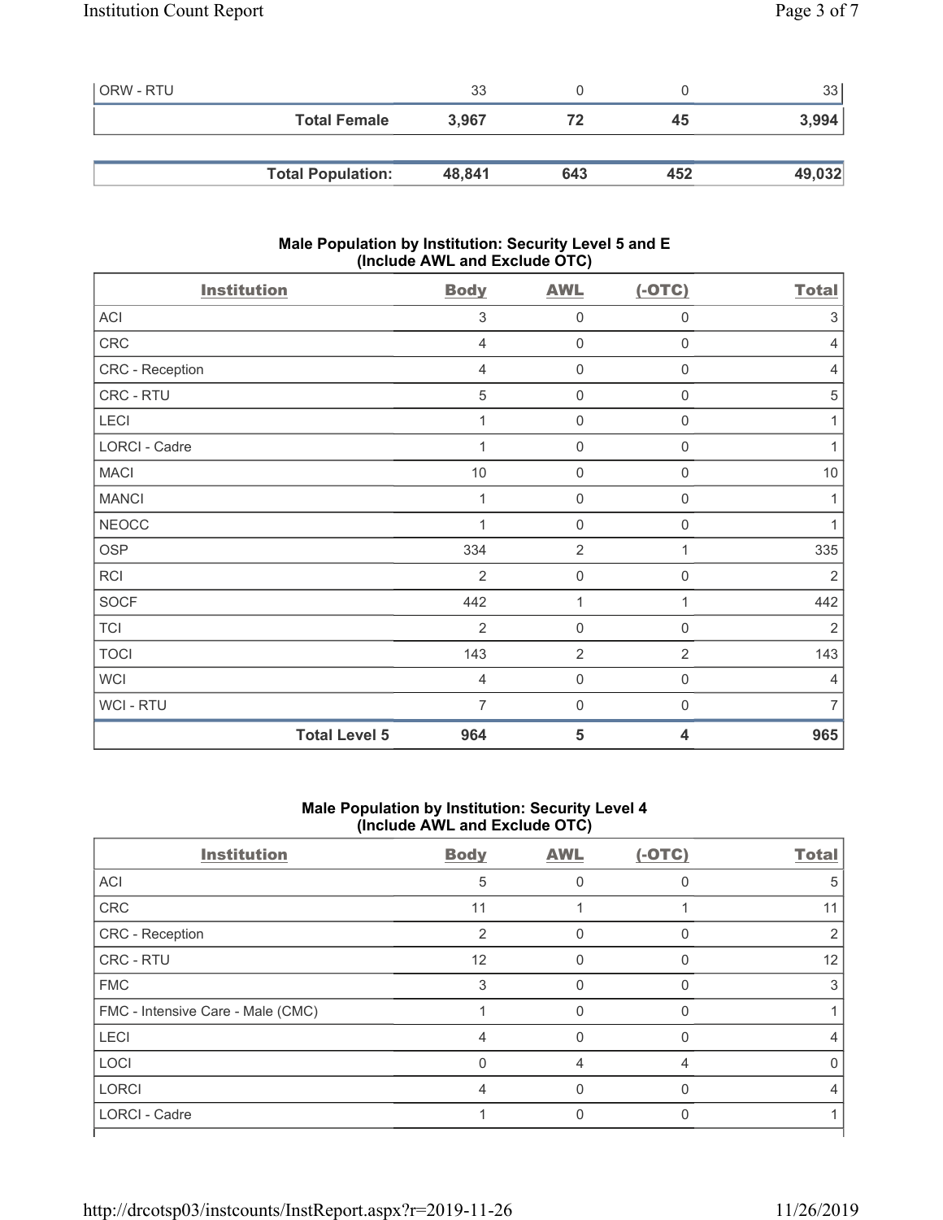| | | | | |
|---|---|---|---|---|
| ORW - RTU | 33 | 0 | 0 | 33 |
| **Total Female** | **3,967** | **72** | **45** | **3,994** |

| | | | | |
|---|---|---|---|---|
| **Total Population:** | **48,841** | **643** | **452** | **49,032** |

### Male Population by Institution: Security Level 5 and E (Include AWL and Exclude OTC)

| Institution | Body | AWL | (-OTC) | Total |
|---|---|---|---|---|
| ACI | 3 | 0 | 0 | 3 |
| CRC | 4 | 0 | 0 | 4 |
| CRC - Reception | 4 | 0 | 0 | 4 |
| CRC - RTU | 5 | 0 | 0 | 5 |
| LECI | 1 | 0 | 0 | 1 |
| LORCI - Cadre | 1 | 0 | 0 | 1 |
| MACI | 10 | 0 | 0 | 10 |
| MANCI | 1 | 0 | 0 | 1 |
| NEOCC | 1 | 0 | 0 | 1 |
| OSP | 334 | 2 | 1 | 335 |
| RCI | 2 | 0 | 0 | 2 |
| SOCF | 442 | 1 | 1 | 442 |
| TCI | 2 | 0 | 0 | 2 |
| TOCI | 143 | 2 | 2 | 143 |
| WCI | 4 | 0 | 0 | 4 |
| WCI - RTU | 7 | 0 | 0 | 7 |
| **Total Level 5** | **964** | **5** | **4** | **965** |

### Male Population by Institution: Security Level 4 (Include AWL and Exclude OTC)

| Institution | Body | AWL | (-OTC) | Total |
|---|---|---|---|---|
| ACI | 5 | 0 | 0 | 5 |
| CRC | 11 | 1 | 1 | 11 |
| CRC - Reception | 2 | 0 | 0 | 2 |
| CRC - RTU | 12 | 0 | 0 | 12 |
| FMC | 3 | 0 | 0 | 3 |
| FMC - Intensive Care - Male (CMC) | 1 | 0 | 0 | 1 |
| LECI | 4 | 0 | 0 | 4 |
| LOCI | 0 | 4 | 4 | 0 |
| LORCI | 4 | 0 | 0 | 4 |
| LORCI - Cadre | 1 | 0 | 0 | 1 |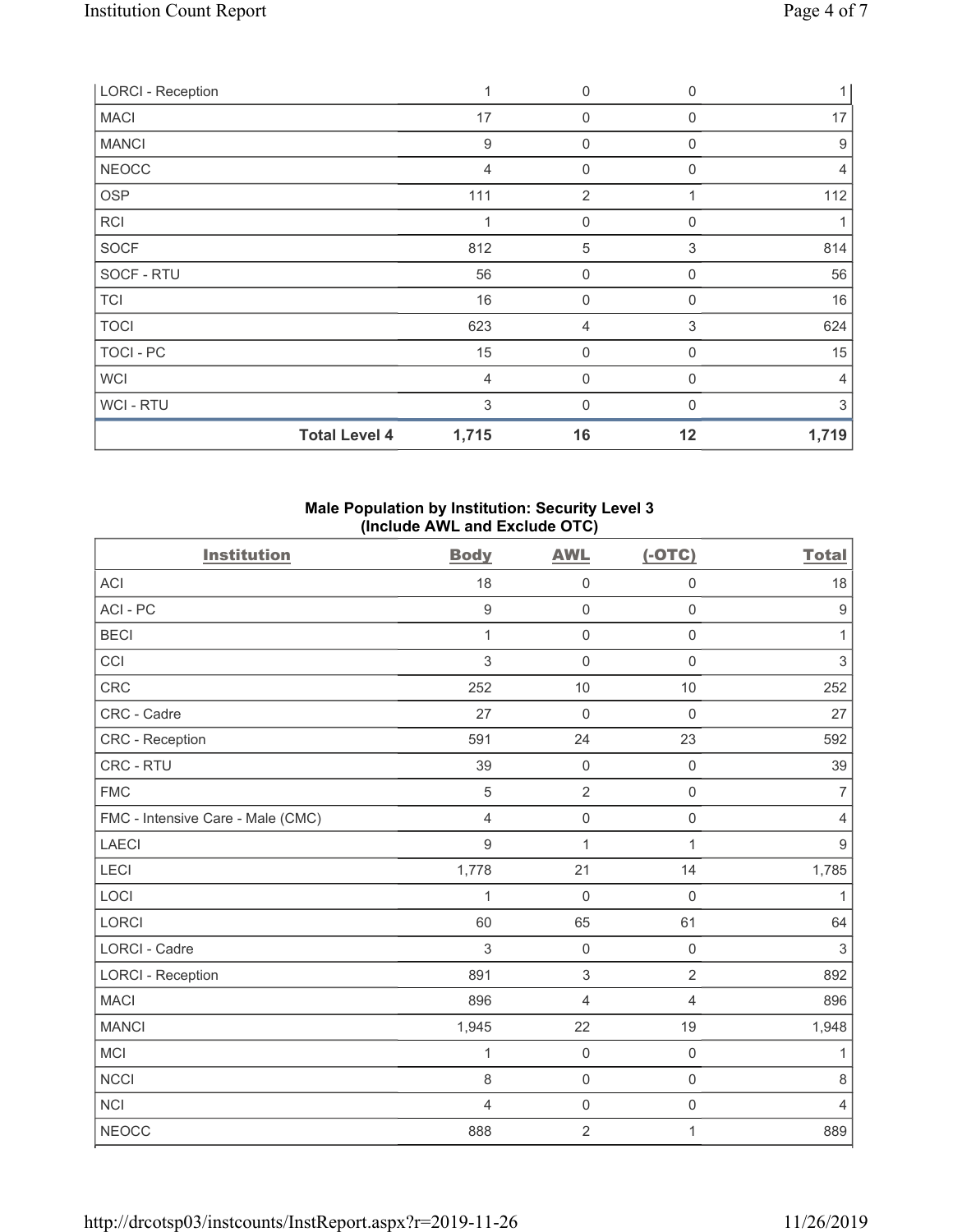| | Body | AWL | (-OTC) | Total |
|---|---|---|---|---|
| LORCI - Reception | 1 | 0 | 0 | 1 |
| MACI | 17 | 0 | 0 | 17 |
| MANCI | 9 | 0 | 0 | 9 |
| NEOCC | 4 | 0 | 0 | 4 |
| OSP | 111 | 2 | 1 | 112 |
| RCI | 1 | 0 | 0 | 1 |
| SOCF | 812 | 5 | 3 | 814 |
| SOCF - RTU | 56 | 0 | 0 | 56 |
| TCI | 16 | 0 | 0 | 16 |
| TOCI | 623 | 4 | 3 | 624 |
| TOCI - PC | 15 | 0 | 0 | 15 |
| WCI | 4 | 0 | 0 | 4 |
| WCI - RTU | 3 | 0 | 0 | 3 |
| **Total Level 4** | **1,715** | **16** | **12** | **1,719** |

### Male Population by Institution: Security Level 3 (Include AWL and Exclude OTC)

| Institution | Body | AWL | (-OTC) | Total |
|---|---|---|---|---|
| ACI | 18 | 0 | 0 | 18 |
| ACI - PC | 9 | 0 | 0 | 9 |
| BECI | 1 | 0 | 0 | 1 |
| CCI | 3 | 0 | 0 | 3 |
| CRC | 252 | 10 | 10 | 252 |
| CRC - Cadre | 27 | 0 | 0 | 27 |
| CRC - Reception | 591 | 24 | 23 | 592 |
| CRC - RTU | 39 | 0 | 0 | 39 |
| FMC | 5 | 2 | 0 | 7 |
| FMC - Intensive Care - Male (CMC) | 4 | 0 | 0 | 4 |
| LAECI | 9 | 1 | 1 | 9 |
| LECI | 1,778 | 21 | 14 | 1,785 |
| LOCI | 1 | 0 | 0 | 1 |
| LORCI | 60 | 65 | 61 | 64 |
| LORCI - Cadre | 3 | 0 | 0 | 3 |
| LORCI - Reception | 891 | 3 | 2 | 892 |
| MACI | 896 | 4 | 4 | 896 |
| MANCI | 1,945 | 22 | 19 | 1,948 |
| MCI | 1 | 0 | 0 | 1 |
| NCCI | 8 | 0 | 0 | 8 |
| NCI | 4 | 0 | 0 | 4 |
| NEOCC | 888 | 2 | 1 | 889 |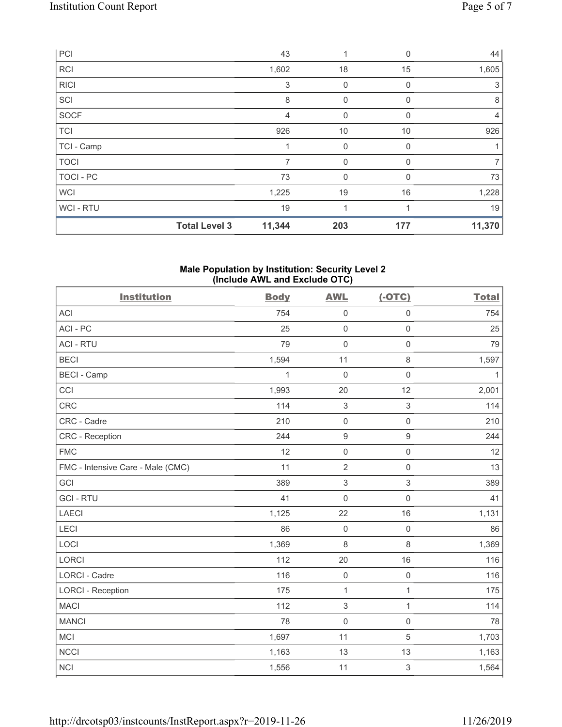| | | | | |
|---|---|---|---|---|
| PCI | 43 | 1 | 0 | 44 |
| RCI | 1,602 | 18 | 15 | 1,605 |
| RICI | 3 | 0 | 0 | 3 |
| SCI | 8 | 0 | 0 | 8 |
| SOCF | 4 | 0 | 0 | 4 |
| TCI | 926 | 10 | 10 | 926 |
| TCI - Camp | 1 | 0 | 0 | 1 |
| TOCI | 7 | 0 | 0 | 7 |
| TOCI - PC | 73 | 0 | 0 | 73 |
| WCI | 1,225 | 19 | 16 | 1,228 |
| WCI - RTU | 19 | 1 | 1 | 19 |
| **Total Level 3** | **11,344** | **203** | **177** | **11,370** |

**Male Population by Institution: Security Level 2 (Include AWL and Exclude OTC)**

| Institution | Body | AWL | (-OTC) | Total |
|---|---|---|---|---|
| ACI | 754 | 0 | 0 | 754 |
| ACI - PC | 25 | 0 | 0 | 25 |
| ACI - RTU | 79 | 0 | 0 | 79 |
| BECI | 1,594 | 11 | 8 | 1,597 |
| BECI - Camp | 1 | 0 | 0 | 1 |
| CCI | 1,993 | 20 | 12 | 2,001 |
| CRC | 114 | 3 | 3 | 114 |
| CRC - Cadre | 210 | 0 | 0 | 210 |
| CRC - Reception | 244 | 9 | 9 | 244 |
| FMC | 12 | 0 | 0 | 12 |
| FMC - Intensive Care - Male (CMC) | 11 | 2 | 0 | 13 |
| GCI | 389 | 3 | 3 | 389 |
| GCI - RTU | 41 | 0 | 0 | 41 |
| LAECI | 1,125 | 22 | 16 | 1,131 |
| LECI | 86 | 0 | 0 | 86 |
| LOCI | 1,369 | 8 | 8 | 1,369 |
| LORCI | 112 | 20 | 16 | 116 |
| LORCI - Cadre | 116 | 0 | 0 | 116 |
| LORCI - Reception | 175 | 1 | 1 | 175 |
| MACI | 112 | 3 | 1 | 114 |
| MANCI | 78 | 0 | 0 | 78 |
| MCI | 1,697 | 11 | 5 | 1,703 |
| NCCI | 1,163 | 13 | 13 | 1,163 |
| NCI | 1,556 | 11 | 3 | 1,564 |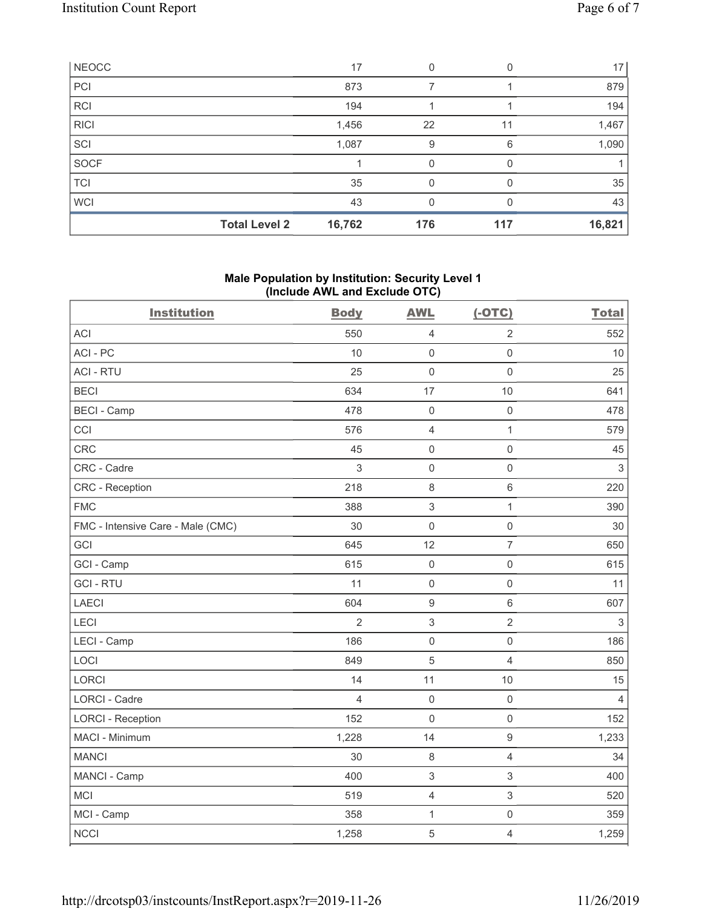| | | | | |
|---|---|---|---|---|
| NEOCC | 17 | 0 | 0 | 17 |
| PCI | 873 | 7 | 1 | 879 |
| RCI | 194 | 1 | 1 | 194 |
| RICI | 1,456 | 22 | 11 | 1,467 |
| SCI | 1,087 | 9 | 6 | 1,090 |
| SOCF | 1 | 0 | 0 | 1 |
| TCI | 35 | 0 | 0 | 35 |
| WCI | 43 | 0 | 0 | 43 |
| **Total Level 2** | **16,762** | **176** | **117** | **16,821** |

### Male Population by Institution: Security Level 1 (Include AWL and Exclude OTC)

| Institution | Body | AWL | (-OTC) | Total |
|---|---|---|---|---|
| ACI | 550 | 4 | 2 | 552 |
| ACI - PC | 10 | 0 | 0 | 10 |
| ACI - RTU | 25 | 0 | 0 | 25 |
| BECI | 634 | 17 | 10 | 641 |
| BECI - Camp | 478 | 0 | 0 | 478 |
| CCI | 576 | 4 | 1 | 579 |
| CRC | 45 | 0 | 0 | 45 |
| CRC - Cadre | 3 | 0 | 0 | 3 |
| CRC - Reception | 218 | 8 | 6 | 220 |
| FMC | 388 | 3 | 1 | 390 |
| FMC - Intensive Care - Male (CMC) | 30 | 0 | 0 | 30 |
| GCI | 645 | 12 | 7 | 650 |
| GCI - Camp | 615 | 0 | 0 | 615 |
| GCI - RTU | 11 | 0 | 0 | 11 |
| LAECI | 604 | 9 | 6 | 607 |
| LECI | 2 | 3 | 2 | 3 |
| LECI - Camp | 186 | 0 | 0 | 186 |
| LOCI | 849 | 5 | 4 | 850 |
| LORCI | 14 | 11 | 10 | 15 |
| LORCI - Cadre | 4 | 0 | 0 | 4 |
| LORCI - Reception | 152 | 0 | 0 | 152 |
| MACI - Minimum | 1,228 | 14 | 9 | 1,233 |
| MANCI | 30 | 8 | 4 | 34 |
| MANCI - Camp | 400 | 3 | 3 | 400 |
| MCI | 519 | 4 | 3 | 520 |
| MCI - Camp | 358 | 1 | 0 | 359 |
| NCCI | 1,258 | 5 | 4 | 1,259 |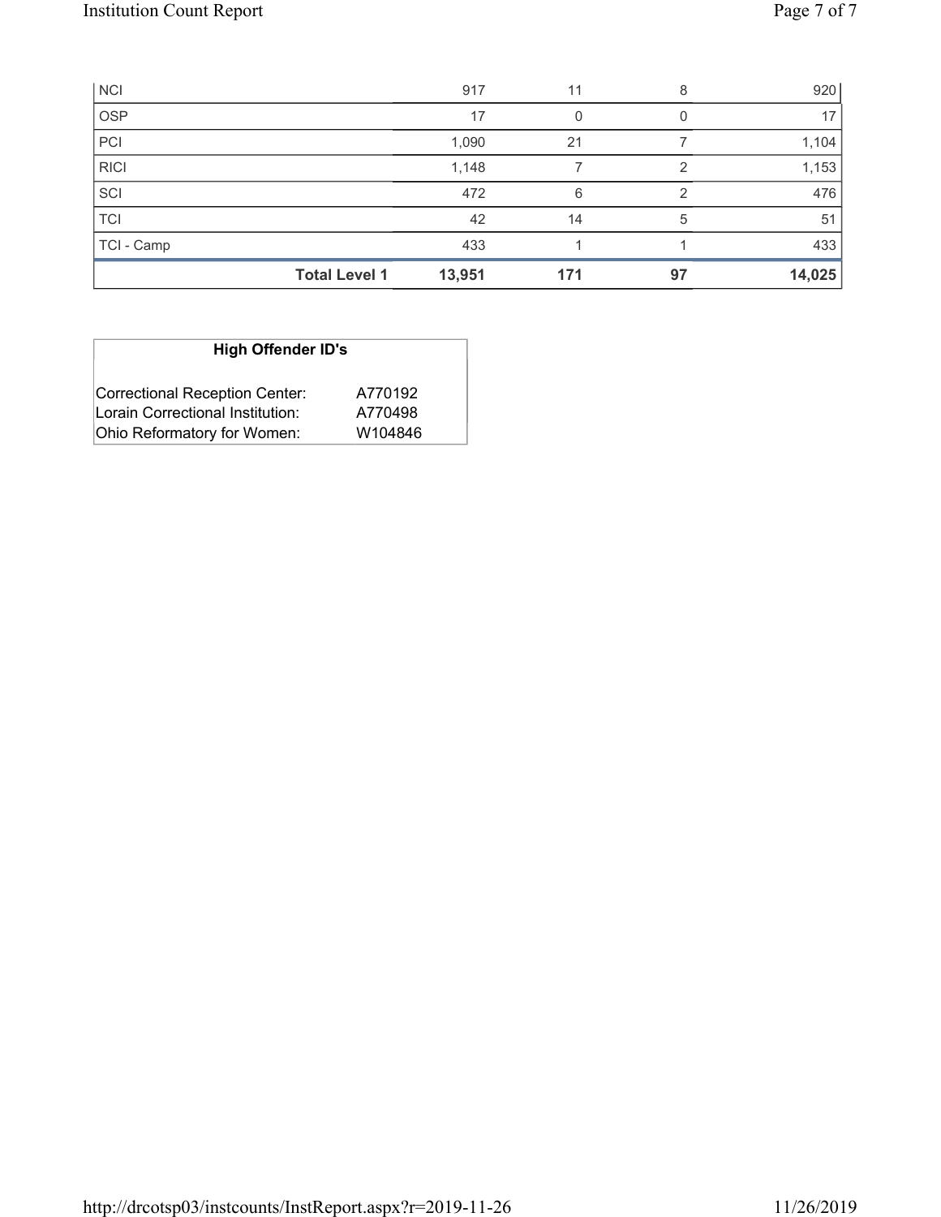| | | | | |
|---|---|---|---|---|
| NCI | 917 | 11 | 8 | 920 |
| OSP | 17 | 0 | 0 | 17 |
| PCI | 1,090 | 21 | 7 | 1,104 |
| RICI | 1,148 | 7 | 2 | 1,153 |
| SCI | 472 | 6 | 2 | 476 |
| TCI | 42 | 14 | 5 | 51 |
| TCI - Camp | 433 | 1 | 1 | 433 |
| **Total Level 1** | **13,951** | **171** | **97** | **14,025** |

| High Offender ID's | |
|---|---|
| Correctional Reception Center: | A770192 |
| Lorain Correctional Institution: | A770498 |
| Ohio Reformatory for Women: | W104846 |